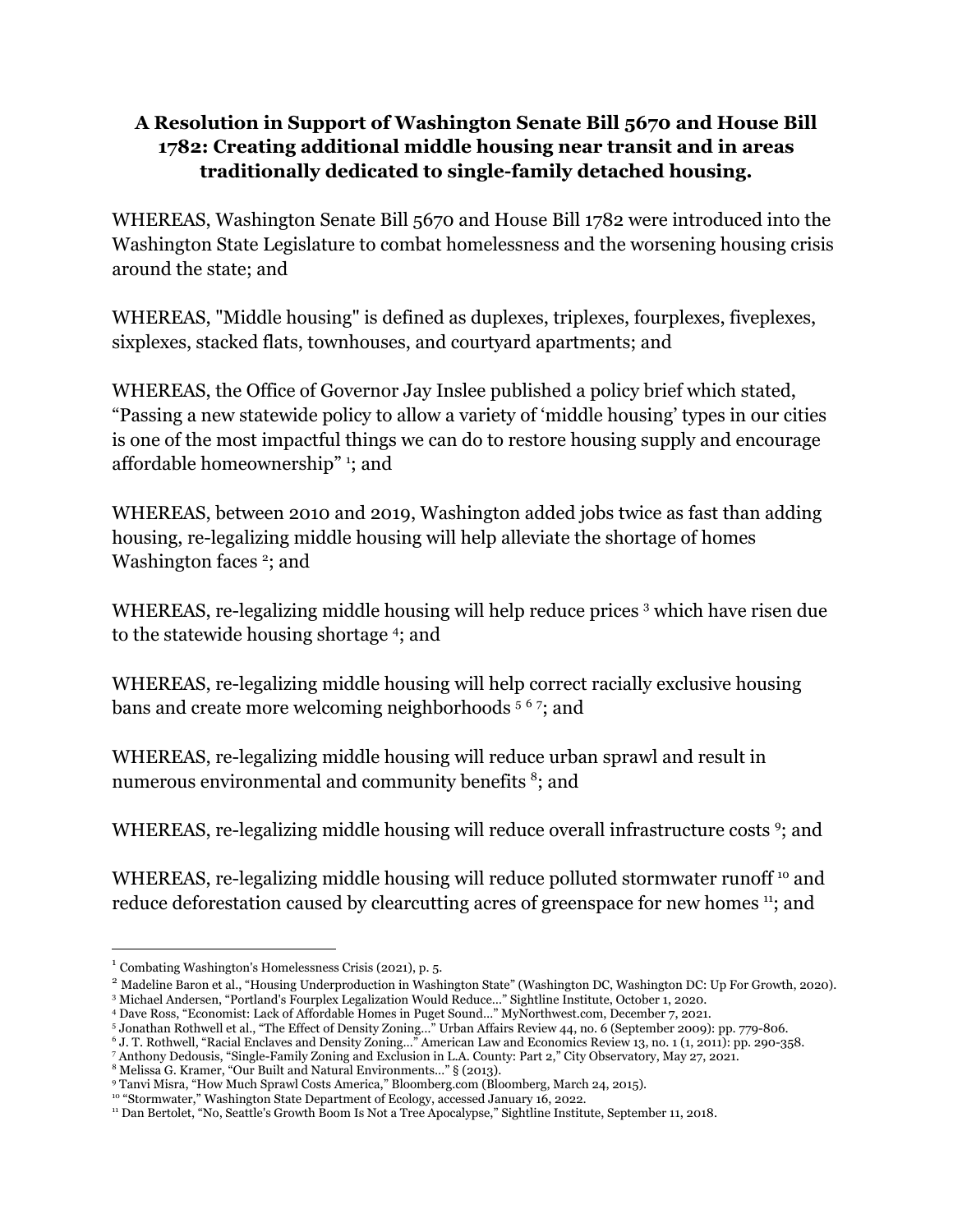**A Resolution in Support of Washington Senate Bill 5670 and House Bill 1782: Creating additional middle housing near transit and in areas traditionally dedicated to single-family detached housing.**

WHEREAS, Washington Senate Bill 5670 and House Bill 1782 were introduced into the Washington State Legislature to combat homelessness and the worsening housing crisis around the state; and

WHEREAS, "Middle housing" is defined as duplexes, triplexes, fourplexes, fiveplexes, sixplexes, stacked flats, townhouses, and courtyard apartments; and

WHEREAS, the Office of Governor Jay Inslee published a policy brief which stated, "Passing a new statewide policy to allow a variety of 'middle housing' types in our cities is one of the most impactful things we can do to restore housing supply and encourage affordable homeownership" [1]; and

WHEREAS, between 2010 and 2019, Washington added jobs twice as fast than adding housing, re-legalizing middle housing will help alleviate the shortage of homes Washington faces [2]; and

WHEREAS, re-legalizing middle housing will help reduce prices [3] which have risen due to the statewide housing shortage [4]; and

WHEREAS, re-legalizing middle housing will help correct racially exclusive housing bans and create more welcoming neighborhoods [5] [6] [7]; and

WHEREAS, re-legalizing middle housing will reduce urban sprawl and result in numerous environmental and community benefits [8]; and

WHEREAS, re-legalizing middle housing will reduce overall infrastructure costs [9]; and

WHEREAS, re-legalizing middle housing will reduce polluted stormwater runoff [10] and reduce deforestation caused by clearcutting acres of greenspace for new homes [11]; and

---

[1] Combating Washington's Homelessness Crisis (2021), p. 5.

[2] Madeline Baron et al., "Housing Underproduction in Washington State" (Washington DC, Washington DC: Up For Growth, 2020).

[3] Michael Andersen, "Portland's Fourplex Legalization Would Reduce..." Sightline Institute, October 1, 2020.

[4] Dave Ross, "Economist: Lack of Affordable Homes in Puget Sound..." MyNorthwest.com, December 7, 2021.

[5] Jonathan Rothwell et al., "The Effect of Density Zoning..." Urban Affairs Review 44, no. 6 (September 2009): pp. 779-806.

[6] J. T. Rothwell, "Racial Enclaves and Density Zoning..." American Law and Economics Review 13, no. 1 (1, 2011): pp. 290-358.

[7] Anthony Dedousis, "Single-Family Zoning and Exclusion in L.A. County: Part 2," City Observatory, May 27, 2021.

[8] Melissa G. Kramer, "Our Built and Natural Environments..." § (2013).

[9] Tanvi Misra, "How Much Sprawl Costs America," Bloomberg.com (Bloomberg, March 24, 2015).

[10] "Stormwater," Washington State Department of Ecology, accessed January 16, 2022.

[11] Dan Bertolet, "No, Seattle's Growth Boom Is Not a Tree Apocalypse," Sightline Institute, September 11, 2018.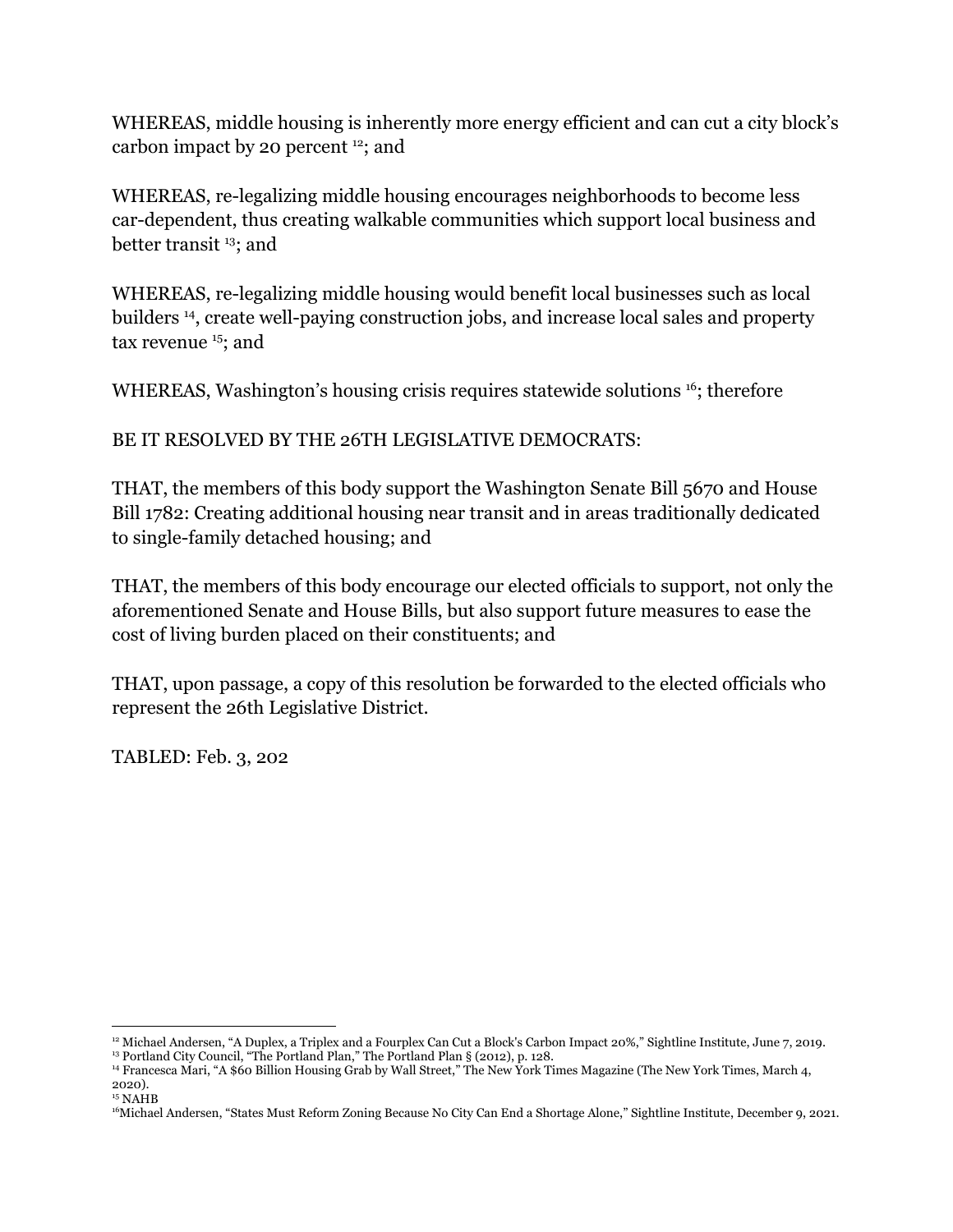WHEREAS, middle housing is inherently more energy efficient and can cut a city block's carbon impact by 20 percent [12]; and

WHEREAS, re-legalizing middle housing encourages neighborhoods to become less car-dependent, thus creating walkable communities which support local business and better transit [13]; and

WHEREAS, re-legalizing middle housing would benefit local businesses such as local builders [14], create well-paying construction jobs, and increase local sales and property tax revenue [15]; and

WHEREAS, Washington's housing crisis requires statewide solutions [16]; therefore

BE IT RESOLVED BY THE 26TH LEGISLATIVE DEMOCRATS:

THAT, the members of this body support the Washington Senate Bill 5670 and House Bill 1782: Creating additional housing near transit and in areas traditionally dedicated to single-family detached housing; and

THAT, the members of this body encourage our elected officials to support, not only the aforementioned Senate and House Bills, but also support future measures to ease the cost of living burden placed on their constituents; and

THAT, upon passage, a copy of this resolution be forwarded to the elected officials who represent the 26th Legislative District.

TABLED: Feb. 3, 202

---

[12] Michael Andersen, "A Duplex, a Triplex and a Fourplex Can Cut a Block's Carbon Impact 20%," Sightline Institute, June 7, 2019.

[13] Portland City Council, "The Portland Plan," The Portland Plan § (2012), p. 128.

[14] Francesca Mari, "A $60 Billion Housing Grab by Wall Street," The New York Times Magazine (The New York Times, March 4, 2020).

[15] NAHB

[16] Michael Andersen, "States Must Reform Zoning Because No City Can End a Shortage Alone," Sightline Institute, December 9, 2021.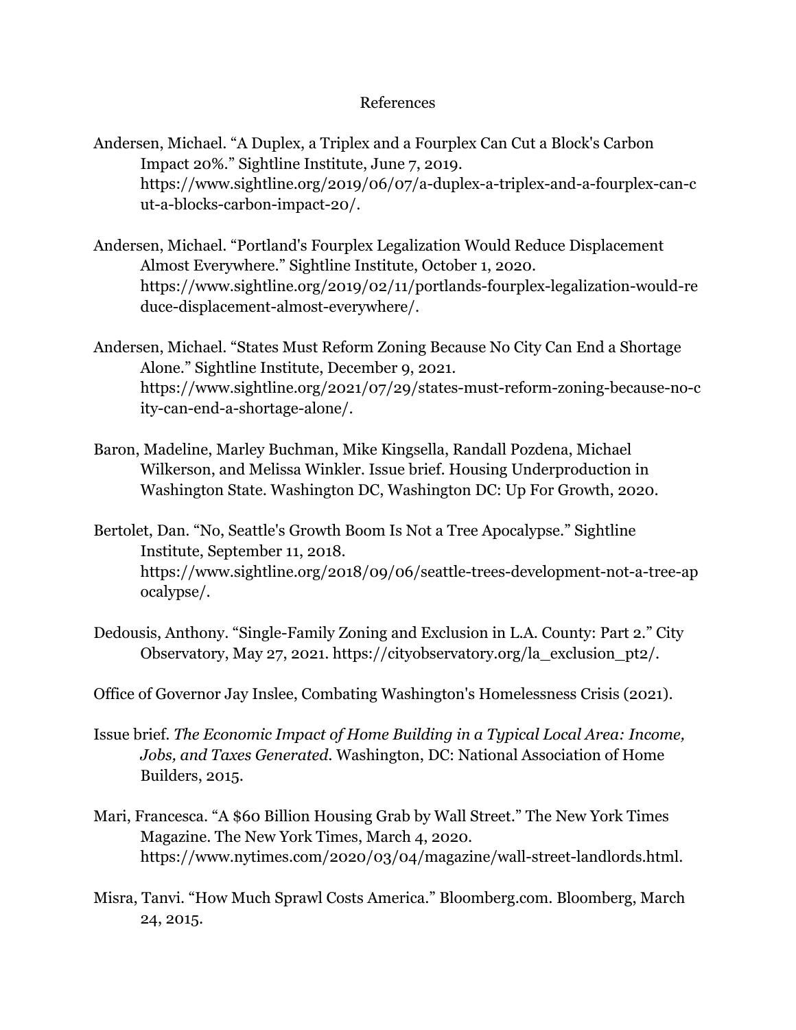# References

Andersen, Michael. "A Duplex, a Triplex and a Fourplex Can Cut a Block's Carbon Impact 20%." Sightline Institute, June 7, 2019. https://www.sightline.org/2019/06/07/a-duplex-a-triplex-and-a-fourplex-can-cut-a-blocks-carbon-impact-20/.

Andersen, Michael. "Portland's Fourplex Legalization Would Reduce Displacement Almost Everywhere." Sightline Institute, October 1, 2020. https://www.sightline.org/2019/02/11/portlands-fourplex-legalization-would-reduce-displacement-almost-everywhere/.

Andersen, Michael. "States Must Reform Zoning Because No City Can End a Shortage Alone." Sightline Institute, December 9, 2021. https://www.sightline.org/2021/07/29/states-must-reform-zoning-because-no-city-can-end-a-shortage-alone/.

Baron, Madeline, Marley Buchman, Mike Kingsella, Randall Pozdena, Michael Wilkerson, and Melissa Winkler. Issue brief. Housing Underproduction in Washington State. Washington DC, Washington DC: Up For Growth, 2020.

Bertolet, Dan. "No, Seattle's Growth Boom Is Not a Tree Apocalypse." Sightline Institute, September 11, 2018. https://www.sightline.org/2018/09/06/seattle-trees-development-not-a-tree-apocalypse/.

Dedousis, Anthony. "Single-Family Zoning and Exclusion in L.A. County: Part 2." City Observatory, May 27, 2021. https://cityobservatory.org/la_exclusion_pt2/.

Office of Governor Jay Inslee, Combating Washington's Homelessness Crisis (2021).

Issue brief. *The Economic Impact of Home Building in a Typical Local Area: Income, Jobs, and Taxes Generated*. Washington, DC: National Association of Home Builders, 2015.

Mari, Francesca. "A $60 Billion Housing Grab by Wall Street." The New York Times Magazine. The New York Times, March 4, 2020. https://www.nytimes.com/2020/03/04/magazine/wall-street-landlords.html.

Misra, Tanvi. "How Much Sprawl Costs America." Bloomberg.com. Bloomberg, March 24, 2015.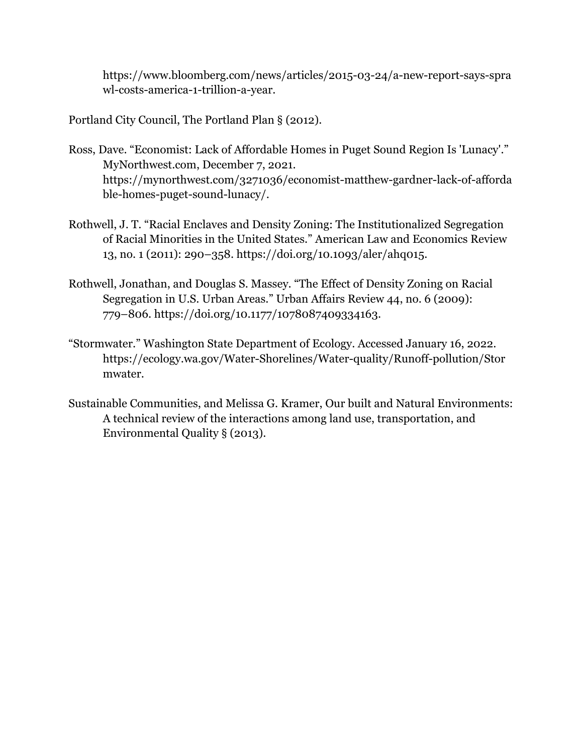https://www.bloomberg.com/news/articles/2015-03-24/a-new-report-says-sprawl-costs-america-1-trillion-a-year.

Portland City Council, The Portland Plan § (2012).

Ross, Dave. "Economist: Lack of Affordable Homes in Puget Sound Region Is 'Lunacy'." MyNorthwest.com, December 7, 2021. https://mynorthwest.com/3271036/economist-matthew-gardner-lack-of-affordable-homes-puget-sound-lunacy/.

Rothwell, J. T. "Racial Enclaves and Density Zoning: The Institutionalized Segregation of Racial Minorities in the United States." American Law and Economics Review 13, no. 1 (2011): 290–358. https://doi.org/10.1093/aler/ahq015.

Rothwell, Jonathan, and Douglas S. Massey. "The Effect of Density Zoning on Racial Segregation in U.S. Urban Areas." Urban Affairs Review 44, no. 6 (2009): 779–806. https://doi.org/10.1177/1078087409334163.

"Stormwater." Washington State Department of Ecology. Accessed January 16, 2022. https://ecology.wa.gov/Water-Shorelines/Water-quality/Runoff-pollution/Stormwater.

Sustainable Communities, and Melissa G. Kramer, Our built and Natural Environments: A technical review of the interactions among land use, transportation, and Environmental Quality § (2013).